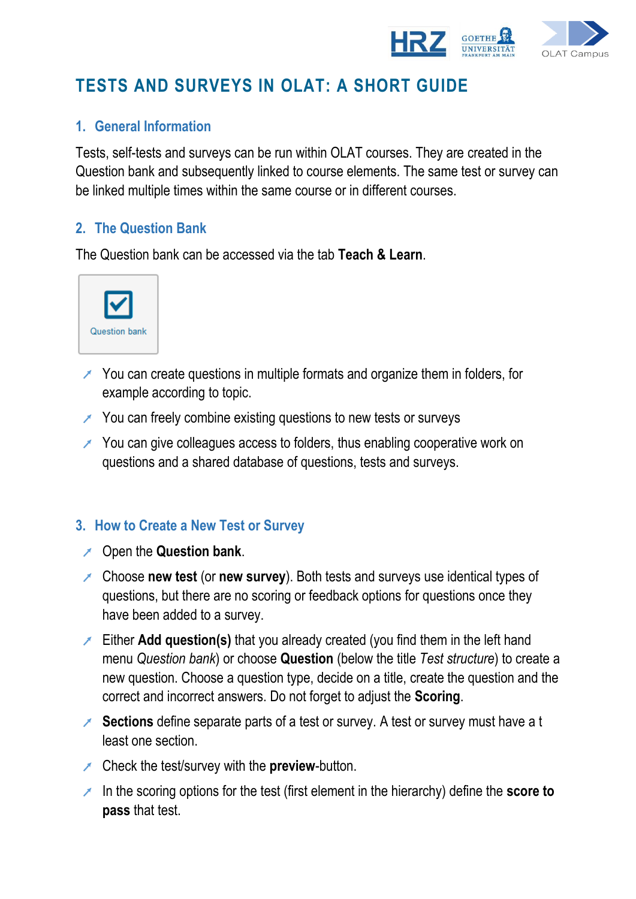# TESTS AND SURVEYS IN OLAT: A SHORT GUIDE

## 1. General Information

Tests, self-tests and surveys can be run within OLAT courses. They are created in the Question bank and subsequently linked to course elements. The same test or survey can be linked multiple times within the same course or in different courses.

## 2. The Question Bank

The Question bank can be accessed via the tab **Teach & Learn**.

Question bank

- You can create questions in multiple formats and organize them in folders, for example according to topic.
- You can freely combine existing questions to new tests or surveys
- You can give colleagues access to folders, thus enabling cooperative work on questions and a shared database of questions, tests and surveys.

## 3. How to Create a New Test or Survey

- Open the **Question bank**.
- Choose **new test** (or **new survey**). Both tests and surveys use identical types of questions, but there are no scoring or feedback options for questions once they have been added to a survey.
- Either **Add question(s)** that you already created (you find them in the left hand menu *Question bank*) or choose **Question** (below the title *Test structure*) to create a new question. Choose a question type, decide on a title, create the question and the correct and incorrect answers. Do not forget to adjust the **Scoring**.
- **Sections** define separate parts of a test or survey. A test or survey must have a t least one section.
- Check the test/survey with the **preview**-button.
- In the scoring options for the test (first element in the hierarchy) define the **score to pass** that test.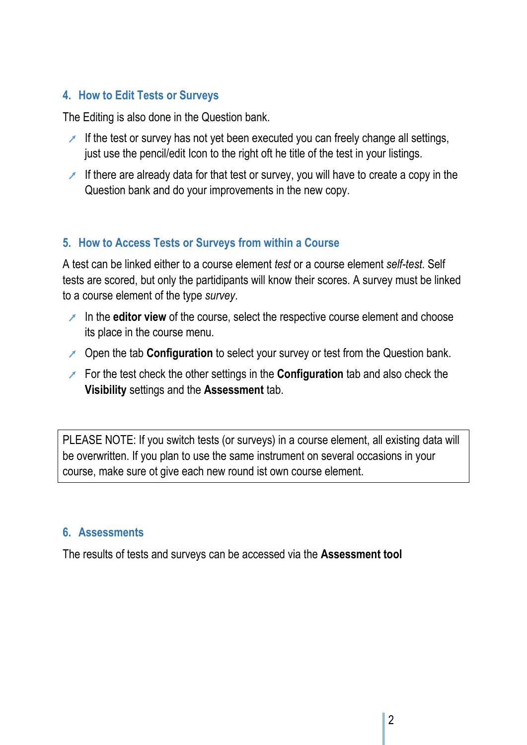## 4. How to Edit Tests or Surveys

The Editing is also done in the Question bank.

- If the test or survey has not yet been executed you can freely change all settings, just use the pencil/edit Icon to the right oft he title of the test in your listings.
- If there are already data for that test or survey, you will have to create a copy in the Question bank and do your improvements in the new copy.

## 5. How to Access Tests or Surveys from within a Course

A test can be linked either to a course element *test* or a course element *self-test*. Self tests are scored, but only the partidipants will know their scores. A survey must be linked to a course element of the type *survey*.

- In the **editor view** of the course, select the respective course element and choose its place in the course menu.
- Open the tab **Configuration** to select your survey or test from the Question bank.
- For the test check the other settings in the **Configuration** tab and also check the **Visibility** settings and the **Assessment** tab.

> PLEASE NOTE: If you switch tests (or surveys) in a course element, all existing data will be overwritten. If you plan to use the same instrument on several occasions in your course, make sure ot give each new round ist own course element.

## 6. Assessments

The results of tests and surveys can be accessed via the **Assessment tool**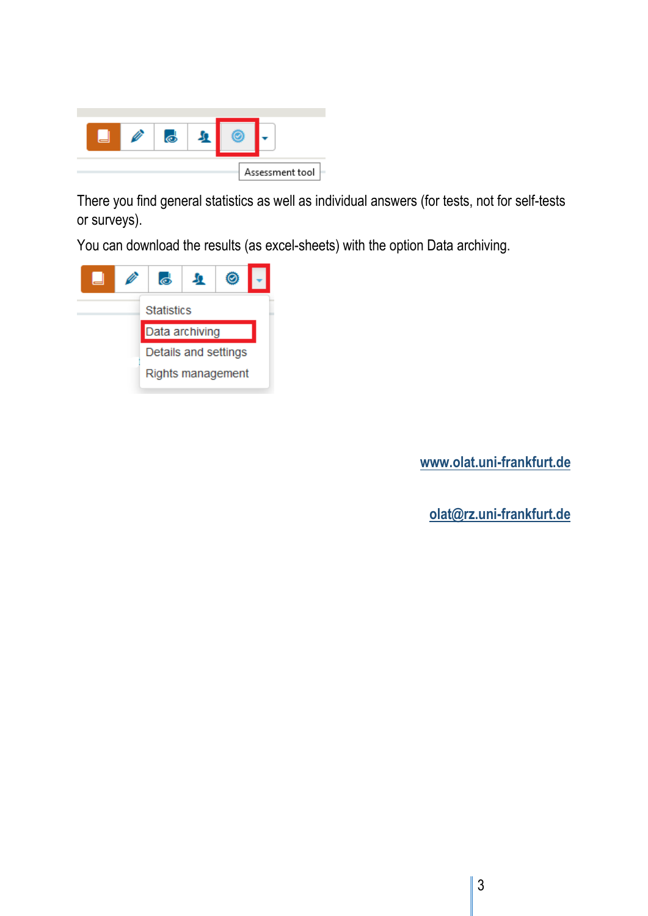There you find general statistics as well as individual answers (for tests, not for self-tests or surveys).

You can download the results (as excel-sheets) with the option Data archiving.

[www.olat.uni-frankfurt.de](http://www.olat.uni-frankfurt.de)

[olat@rz.uni-frankfurt.de](mailto:olat@rz.uni-frankfurt.de)